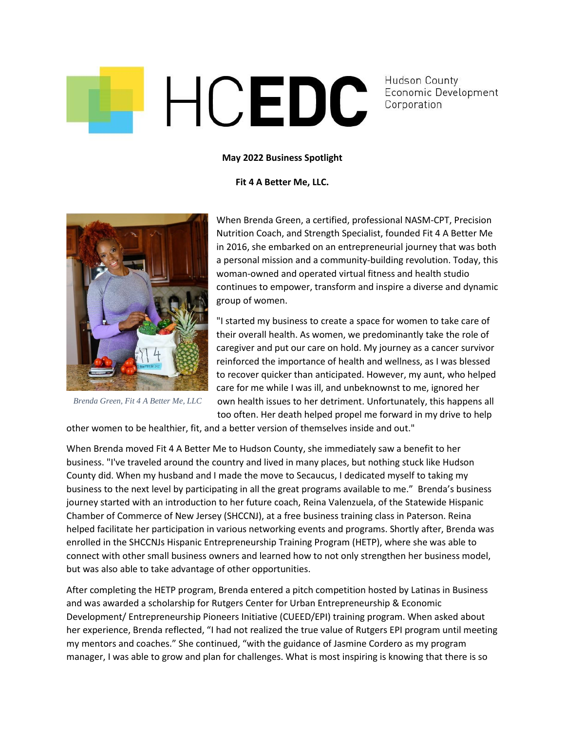HCEDC Hudson County Economic Development Corporation

**May 2022 Business Spotlight**

**Fit 4 A Better Me, LLC.**

*Brenda Green, Fit 4 A Better Me, LLC*

When Brenda Green, a certified, professional NASM-CPT, Precision Nutrition Coach, and Strength Specialist, founded Fit 4 A Better Me in 2016, she embarked on an entrepreneurial journey that was both a personal mission and a community-building revolution. Today, this woman-owned and operated virtual fitness and health studio continues to empower, transform and inspire a diverse and dynamic group of women.

"I started my business to create a space for women to take care of their overall health. As women, we predominantly take the role of caregiver and put our care on hold. My journey as a cancer survivor reinforced the importance of health and wellness, as I was blessed to recover quicker than anticipated. However, my aunt, who helped care for me while I was ill, and unbeknownst to me, ignored her own health issues to her detriment. Unfortunately, this happens all too often. Her death helped propel me forward in my drive to help other women to be healthier, fit, and a better version of themselves inside and out."

When Brenda moved Fit 4 A Better Me to Hudson County, she immediately saw a benefit to her business. "I've traveled around the country and lived in many places, but nothing stuck like Hudson County did. When my husband and I made the move to Secaucus, I dedicated myself to taking my business to the next level by participating in all the great programs available to me." Brenda's business journey started with an introduction to her future coach, Reina Valenzuela, of the Statewide Hispanic Chamber of Commerce of New Jersey (SHCCNJ), at a free business training class in Paterson. Reina helped facilitate her participation in various networking events and programs. Shortly after, Brenda was enrolled in the SHCCNJs Hispanic Entrepreneurship Training Program (HETP), where she was able to connect with other small business owners and learned how to not only strengthen her business model, but was also able to take advantage of other opportunities.

After completing the HETP program, Brenda entered a pitch competition hosted by Latinas in Business and was awarded a scholarship for Rutgers Center for Urban Entrepreneurship & Economic Development/ Entrepreneurship Pioneers Initiative (CUEED/EPI) training program. When asked about her experience, Brenda reflected, "I had not realized the true value of Rutgers EPI program until meeting my mentors and coaches." She continued, "with the guidance of Jasmine Cordero as my program manager, I was able to grow and plan for challenges. What is most inspiring is knowing that there is so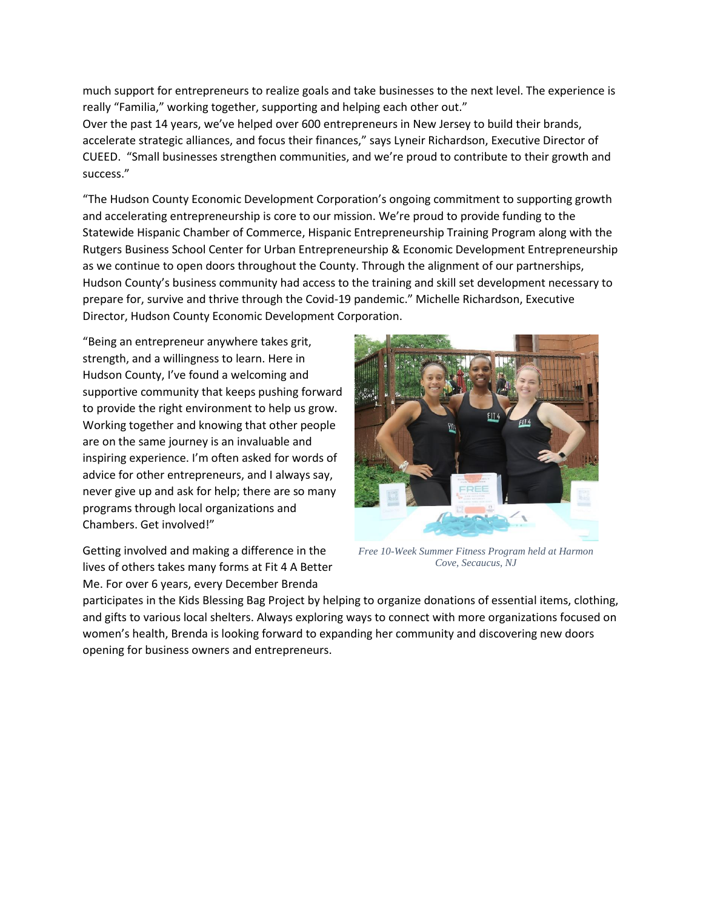much support for entrepreneurs to realize goals and take businesses to the next level. The experience is really “Familia,” working together, supporting and helping each other out.”

Over the past 14 years, we’ve helped over 600 entrepreneurs in New Jersey to build their brands, accelerate strategic alliances, and focus their finances,” says Lyneir Richardson, Executive Director of CUEED. “Small businesses strengthen communities, and we’re proud to contribute to their growth and success.”

“The Hudson County Economic Development Corporation’s ongoing commitment to supporting growth and accelerating entrepreneurship is core to our mission. We’re proud to provide funding to the Statewide Hispanic Chamber of Commerce, Hispanic Entrepreneurship Training Program along with the Rutgers Business School Center for Urban Entrepreneurship & Economic Development Entrepreneurship as we continue to open doors throughout the County. Through the alignment of our partnerships, Hudson County’s business community had access to the training and skill set development necessary to prepare for, survive and thrive through the Covid-19 pandemic.” Michelle Richardson, Executive Director, Hudson County Economic Development Corporation.

“Being an entrepreneur anywhere takes grit, strength, and a willingness to learn. Here in Hudson County, I’ve found a welcoming and supportive community that keeps pushing forward to provide the right environment to help us grow. Working together and knowing that other people are on the same journey is an invaluable and inspiring experience. I’m often asked for words of advice for other entrepreneurs, and I always say, never give up and ask for help; there are so many programs through local organizations and Chambers. Get involved!”

*Free 10-Week Summer Fitness Program held at Harmon Cove, Secaucus, NJ*

Getting involved and making a difference in the lives of others takes many forms at Fit 4 A Better Me. For over 6 years, every December Brenda participates in the Kids Blessing Bag Project by helping to organize donations of essential items, clothing, and gifts to various local shelters. Always exploring ways to connect with more organizations focused on women’s health, Brenda is looking forward to expanding her community and discovering new doors opening for business owners and entrepreneurs.